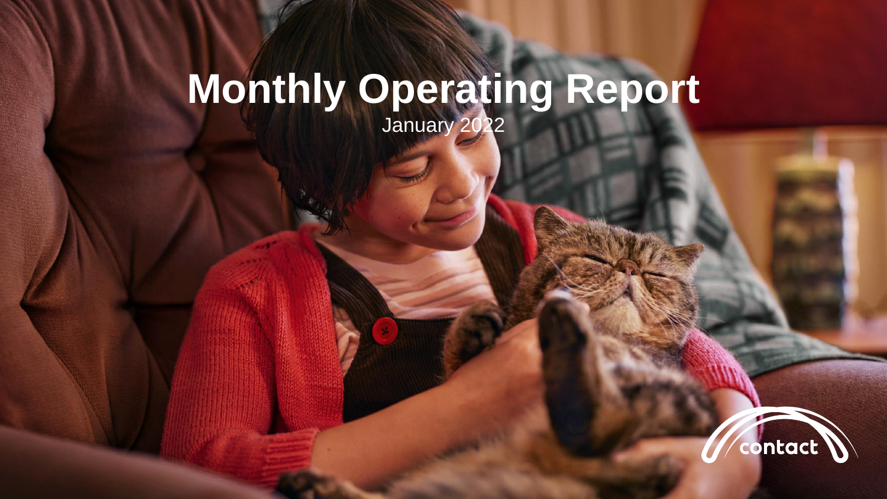# Monthly Operating Report

January 2022

contact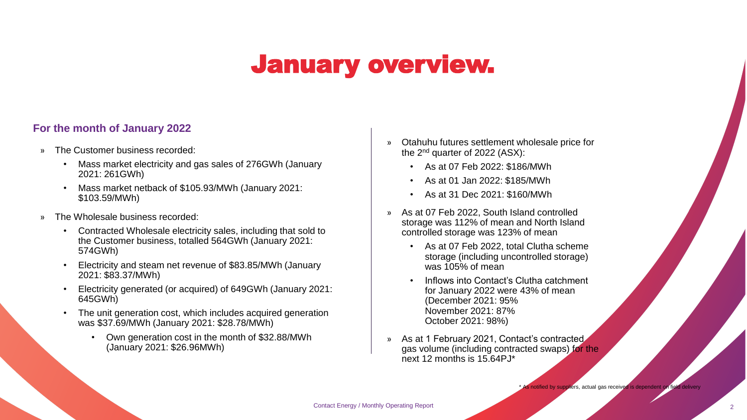# January overview.

### For the month of January 2022

- The Customer business recorded:
  - Mass market electricity and gas sales of 276GWh (January 2021: 261GWh)
  - Mass market netback of $105.93/MWh (January 2021: $103.59/MWh)
- The Wholesale business recorded:
  - Contracted Wholesale electricity sales, including that sold to the Customer business, totalled 564GWh (January 2021: 574GWh)
  - Electricity and steam net revenue of $83.85/MWh (January 2021: $83.37/MWh)
  - Electricity generated (or acquired) of 649GWh (January 2021: 645GWh)
  - The unit generation cost, which includes acquired generation was $37.69/MWh (January 2021: $28.78/MWh)
    - Own generation cost in the month of $32.88/MWh (January 2021: $26.96MWh)

- Otahuhu futures settlement wholesale price for the 2nd quarter of 2022 (ASX):
  - As at 07 Feb 2022: $186/MWh
  - As at 01 Jan 2022: $185/MWh
  - As at 31 Dec 2021: $160/MWh
- As at 07 Feb 2022, South Island controlled storage was 112% of mean and North Island controlled storage was 123% of mean
  - As at 07 Feb 2022, total Clutha scheme storage (including uncontrolled storage) was 105% of mean
  - Inflows into Contact's Clutha catchment for January 2022 were 43% of mean (December 2021: 95% November 2021: 87% October 2021: 98%)
- As at 1 February 2021, Contact's contracted gas volume (including contracted swaps) for the next 12 months is 15.64PJ*

\* As notified by suppliers, actual gas received is dependent on field delivery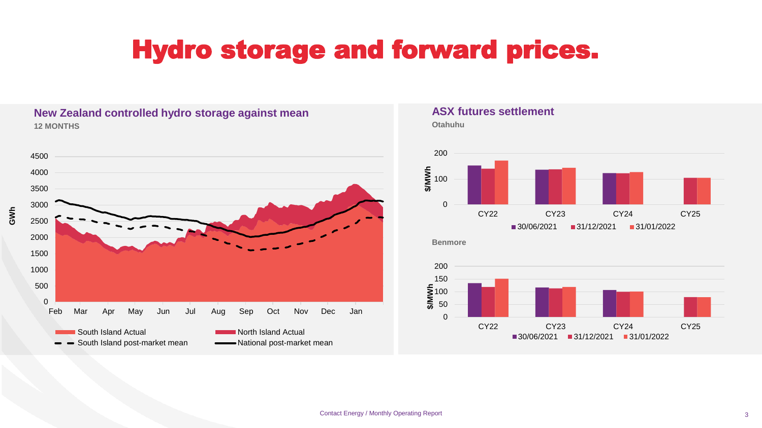# Hydro storage and forward prices.

## New Zealand controlled hydro storage against mean

**12 MONTHS**

GWh

4500, 4000, 3500, 3000, 2500, 2000, 1500, 1000, 500, 0

Feb, Mar, Apr, May, Jun, Jul, Aug, Sep, Oct, Nov, Dec, Jan

South Island Actual — North Island Actual — South Island post-market mean — National post-market mean

## ASX futures settlement

**Otahuhu**

$/MWh

200, 100, 0

CY22, CY23, CY24, CY25

30/06/2021 — 31/12/2021 — 31/01/2022

**Benmore**

$/MWh

200, 150, 100, 50, 0

CY22, CY23, CY24, CY25

30/06/2021 — 31/12/2021 — 31/01/2022

Contact Energy / Monthly Operating Report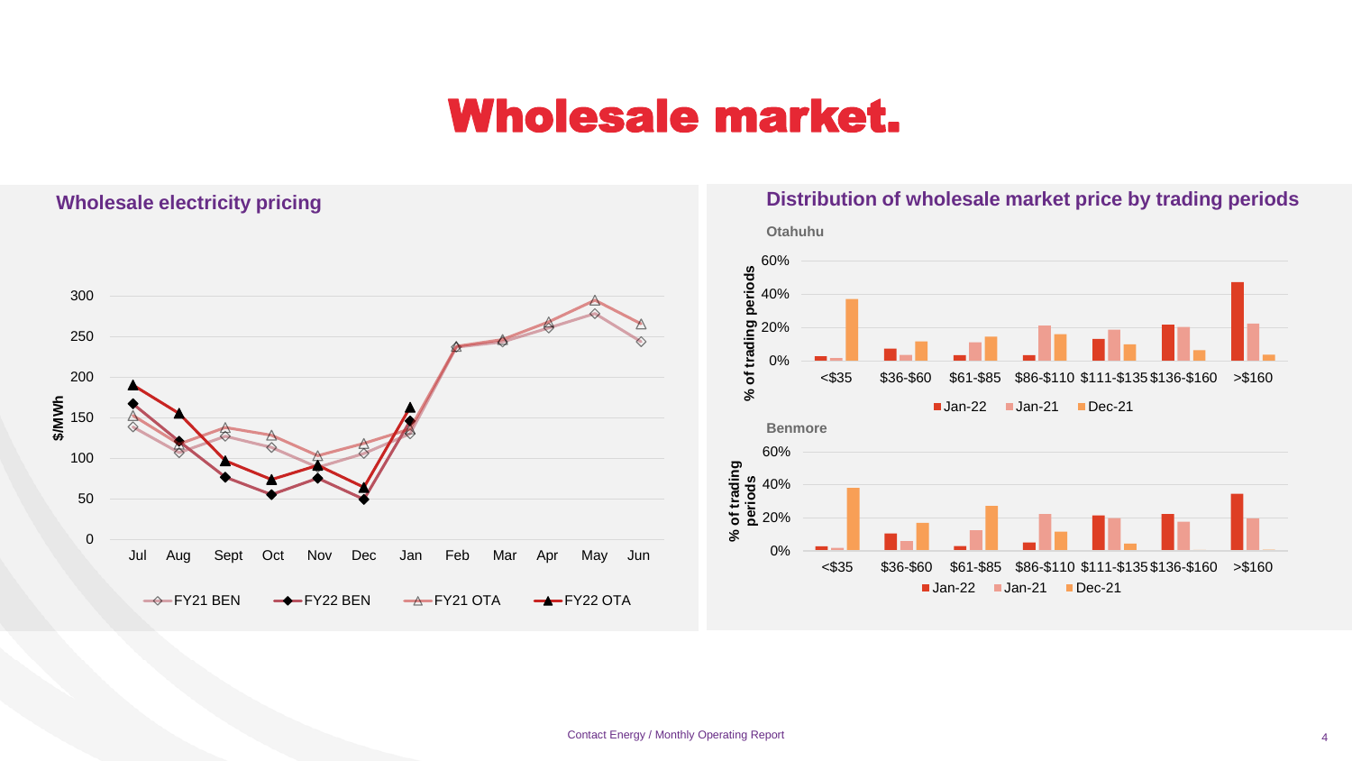# Wholesale market.

## Wholesale electricity pricing

## Distribution of wholesale market price by trading periods

### Otahuhu

### Benmore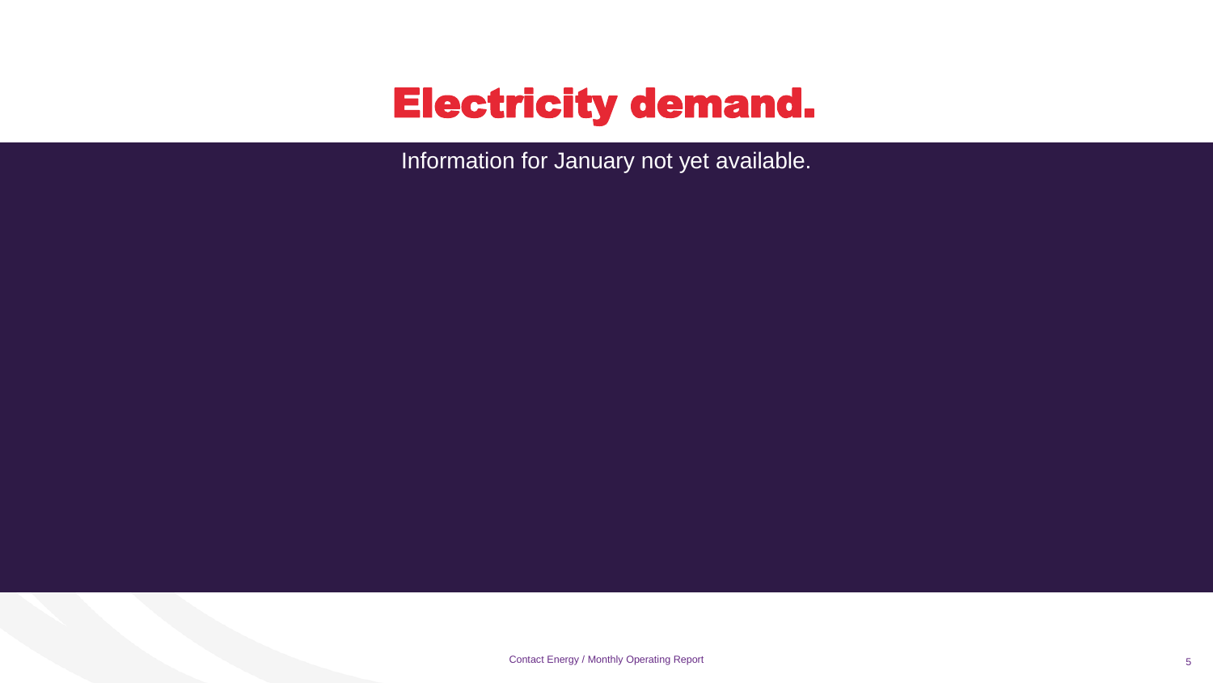# Electricity demand.

Information for January not yet available.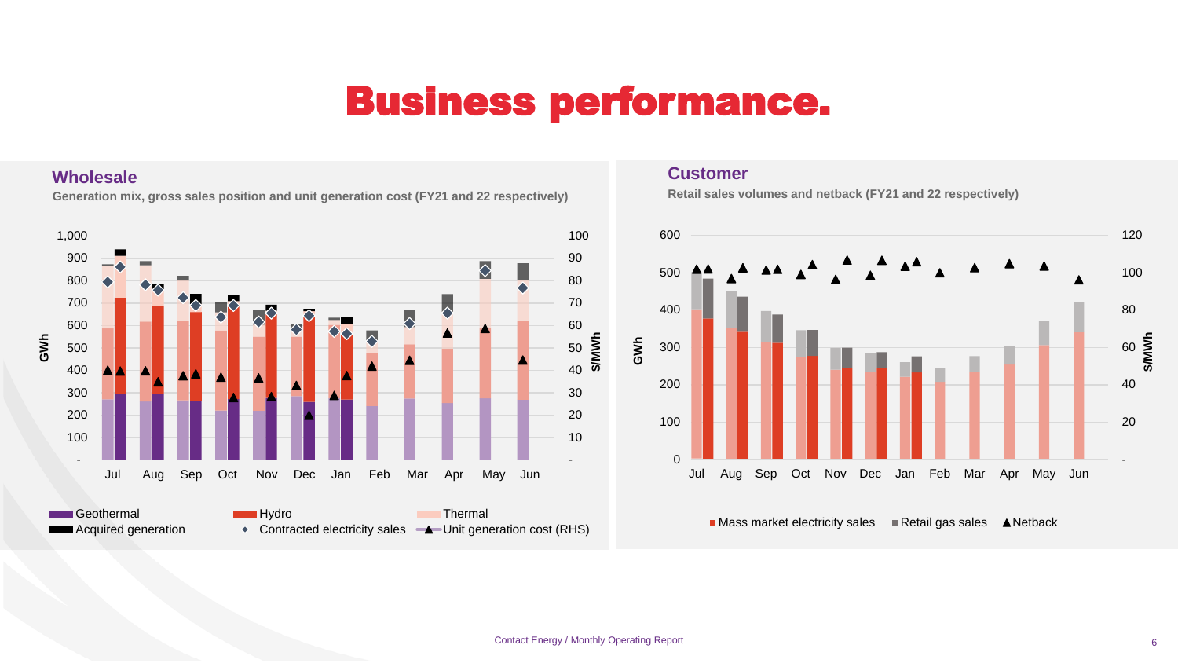# Business performance.

## Wholesale

**Generation mix, gross sales position and unit generation cost (FY21 and 22 respectively)**

GWh | $/MWh

Jul Aug Sep Oct Nov Dec Jan Feb Mar Apr May Jun

Geothermal | Hydro | Thermal | Acquired generation | Contracted electricity sales | Unit generation cost (RHS)

## Customer

**Retail sales volumes and netback (FY21 and 22 respectively)**

GWh | $/MWh

Jul Aug Sep Oct Nov Dec Jan Feb Mar Apr May Jun

Mass market electricity sales | Retail gas sales | Netback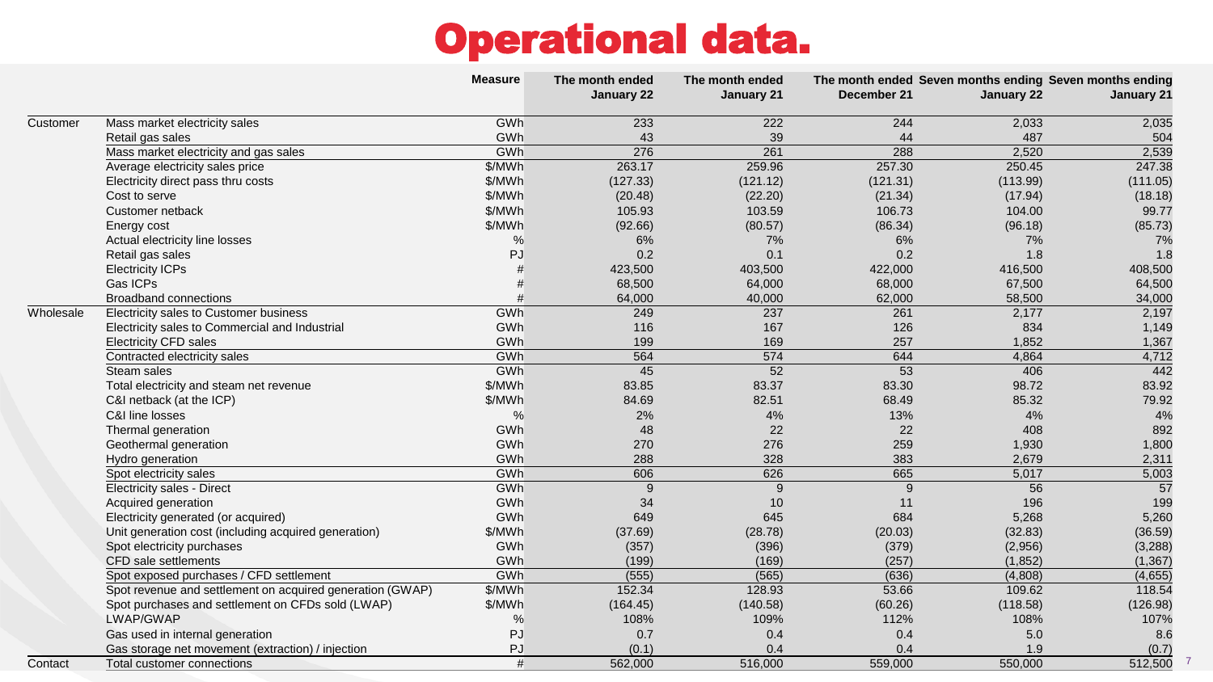# Operational data.

| | | Measure | The month ended January 22 | The month ended January 21 | The month ended December 21 | Seven months ending January 22 | Seven months ending January 21 |
|---|---|---|---|---|---|---|---|
| Customer | Mass market electricity sales | GWh | 233 | 222 | 244 | 2,033 | 2,035 |
| | Retail gas sales | GWh | 43 | 39 | 44 | 487 | 504 |
| | Mass market electricity and gas sales | GWh | 276 | 261 | 288 | 2,520 | 2,539 |
| | Average electricity sales price | $/MWh | 263.17 | 259.96 | 257.30 | 250.45 | 247.38 |
| | Electricity direct pass thru costs | $/MWh | (127.33) | (121.12) | (121.31) | (113.99) | (111.05) |
| | Cost to serve | $/MWh | (20.48) | (22.20) | (21.34) | (17.94) | (18.18) |
| | Customer netback | $/MWh | 105.93 | 103.59 | 106.73 | 104.00 | 99.77 |
| | Energy cost | $/MWh | (92.66) | (80.57) | (86.34) | (96.18) | (85.73) |
| | Actual electricity line losses | % | 6% | 7% | 6% | 7% | 7% |
| | Retail gas sales | PJ | 0.2 | 0.1 | 0.2 | 1.8 | 1.8 |
| | Electricity ICPs | # | 423,500 | 403,500 | 422,000 | 416,500 | 408,500 |
| | Gas ICPs | # | 68,500 | 64,000 | 68,000 | 67,500 | 64,500 |
| | Broadband connections | # | 64,000 | 40,000 | 62,000 | 58,500 | 34,000 |
| Wholesale | Electricity sales to Customer business | GWh | 249 | 237 | 261 | 2,177 | 2,197 |
| | Electricity sales to Commercial and Industrial | GWh | 116 | 167 | 126 | 834 | 1,149 |
| | Electricity CFD sales | GWh | 199 | 169 | 257 | 1,852 | 1,367 |
| | Contracted electricity sales | GWh | 564 | 574 | 644 | 4,864 | 4,712 |
| | Steam sales | GWh | 45 | 52 | 53 | 406 | 442 |
| | Total electricity and steam net revenue | $/MWh | 83.85 | 83.37 | 83.30 | 98.72 | 83.92 |
| | C&I netback (at the ICP) | $/MWh | 84.69 | 82.51 | 68.49 | 85.32 | 79.92 |
| | C&I line losses | % | 2% | 4% | 13% | 4% | 4% |
| | Thermal generation | GWh | 48 | 22 | 22 | 408 | 892 |
| | Geothermal generation | GWh | 270 | 276 | 259 | 1,930 | 1,800 |
| | Hydro generation | GWh | 288 | 328 | 383 | 2,679 | 2,311 |
| | Spot electricity sales | GWh | 606 | 626 | 665 | 5,017 | 5,003 |
| | Electricity sales - Direct | GWh | 9 | 9 | 9 | 56 | 57 |
| | Acquired generation | GWh | 34 | 10 | 11 | 196 | 199 |
| | Electricity generated (or acquired) | GWh | 649 | 645 | 684 | 5,268 | 5,260 |
| | Unit generation cost (including acquired generation) | $/MWh | (37.69) | (28.78) | (20.03) | (32.83) | (36.59) |
| | Spot electricity purchases | GWh | (357) | (396) | (379) | (2,956) | (3,288) |
| | CFD sale settlements | GWh | (199) | (169) | (257) | (1,852) | (1,367) |
| | Spot exposed purchases / CFD settlement | GWh | (555) | (565) | (636) | (4,808) | (4,655) |
| | Spot revenue and settlement on acquired generation (GWAP) | $/MWh | 152.34 | 128.93 | 53.66 | 109.62 | 118.54 |
| | Spot purchases and settlement on CFDs sold (LWAP) | $/MWh | (164.45) | (140.58) | (60.26) | (118.58) | (126.98) |
| | LWAP/GWAP | % | 108% | 109% | 112% | 108% | 107% |
| | Gas used in internal generation | PJ | 0.7 | 0.4 | 0.4 | 5.0 | 8.6 |
| | Gas storage net movement (extraction) / injection | PJ | (0.1) | 0.4 | 0.4 | 1.9 | (0.7) |
| Contact | Total customer connections | # | 562,000 | 516,000 | 559,000 | 550,000 | 512,500 |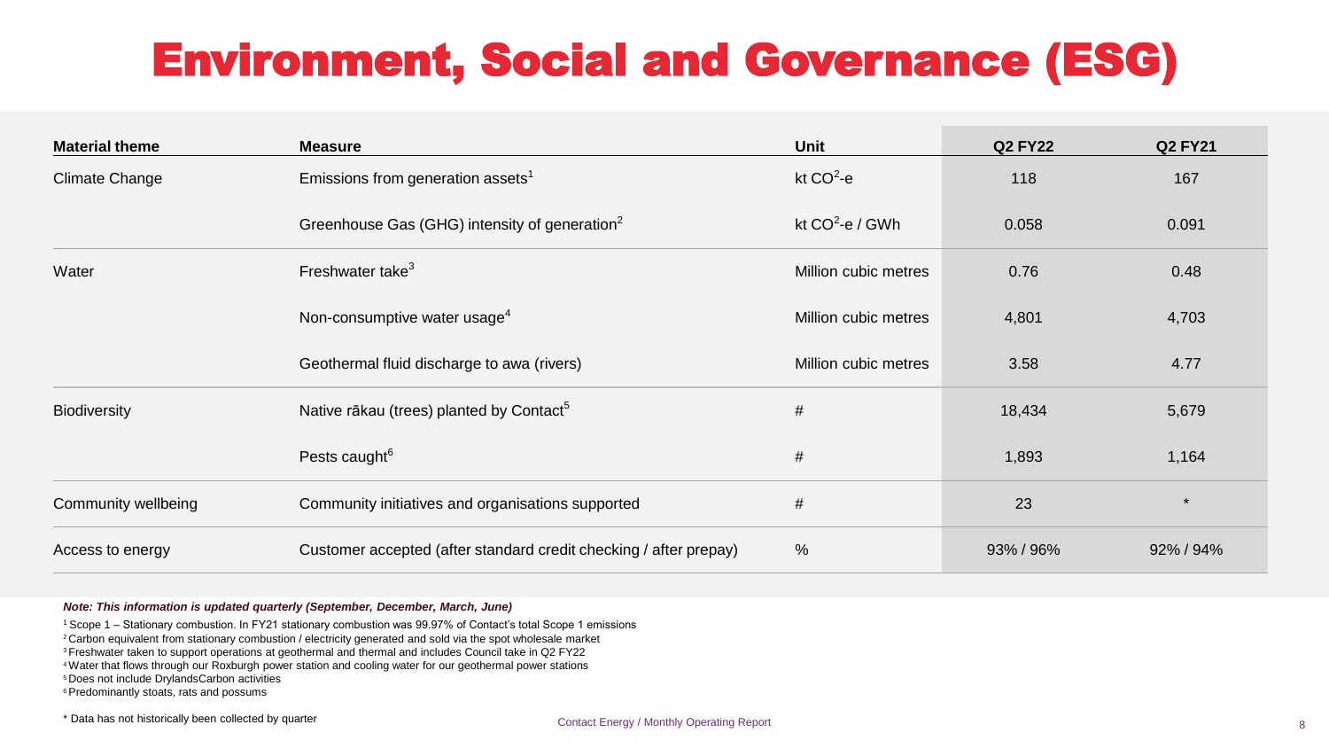# Environment, Social and Governance (ESG)

| Material theme | Measure | Unit | Q2 FY22 | Q2 FY21 |
|---|---|---|---|---|
| Climate Change | Emissions from generation assets[1] | kt $CO^2$-e | 118 | 167 |
| | Greenhouse Gas (GHG) intensity of generation[2] | kt $CO^2$-e / GWh | 0.058 | 0.091 |
| Water | Freshwater take[3] | Million cubic metres | 0.76 | 0.48 |
| | Non-consumptive water usage[4] | Million cubic metres | 4,801 | 4,703 |
| | Geothermal fluid discharge to awa (rivers) | Million cubic metres | 3.58 | 4.77 |
| Biodiversity | Native rākau (trees) planted by Contact[5] | # | 18,434 | 5,679 |
| | Pests caught[6] | # | 1,893 | 1,164 |
| Community wellbeing | Community initiatives and organisations supported | # | 23 | * |
| Access to energy | Customer accepted (after standard credit checking / after prepay) | % | 93% / 96% | 92% / 94% |

***Note: This information is updated quarterly (September, December, March, June)***

[1] Scope 1 – Stationary combustion. In FY21 stationary combustion was 99.97% of Contact's total Scope 1 emissions
[2] Carbon equivalent from stationary combustion / electricity generated and sold via the spot wholesale market
[3] Freshwater taken to support operations at geothermal and thermal and includes Council take in Q2 FY22
[4] Water that flows through our Roxburgh power station and cooling water for our geothermal power stations
[5] Does not include DrylandsCarbon activities
[6] Predominantly stoats, rats and possums

* Data has not historically been collected by quarter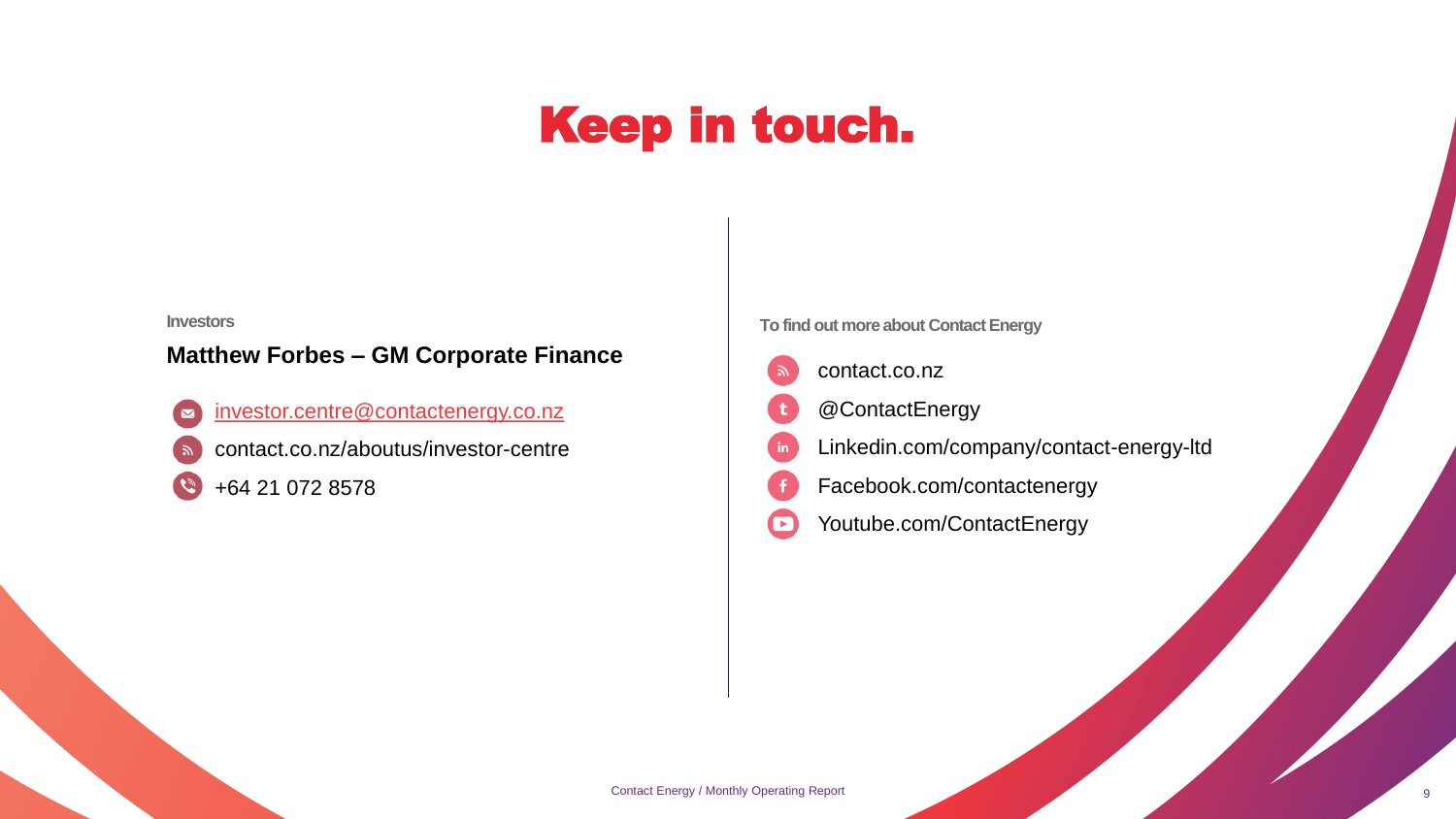# Keep in touch.

**Investors**

**Matthew Forbes – GM Corporate Finance**

- [investor.centre@contactenergy.co.nz](mailto:investor.centre@contactenergy.co.nz)
- contact.co.nz/aboutus/investor-centre
- +64 21 072 8578

**To find out more about Contact Energy**

- contact.co.nz
- @ContactEnergy
- Linkedin.com/company/contact-energy-ltd
- Facebook.com/contactenergy
- Youtube.com/ContactEnergy